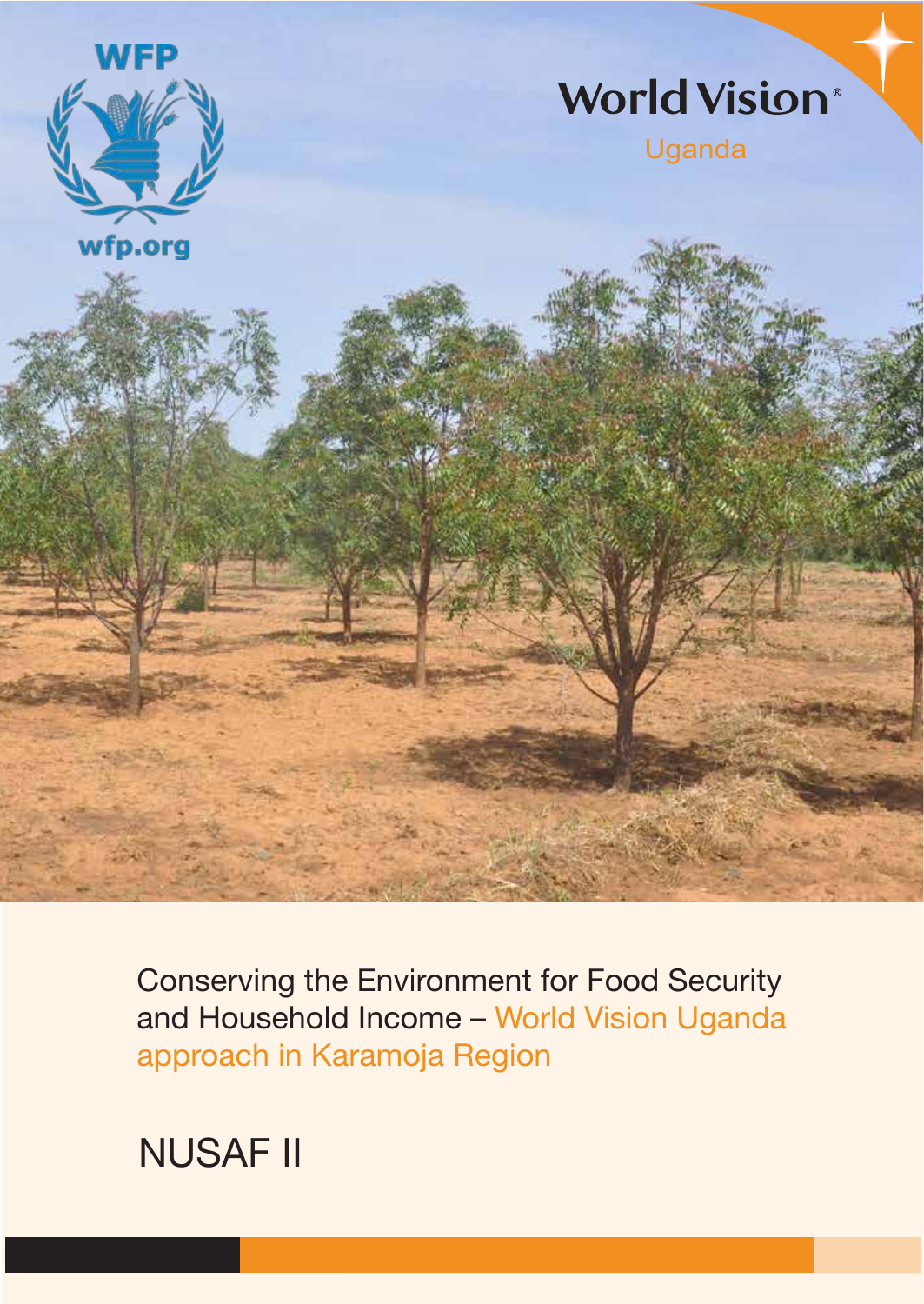WFP

wfp.org

World Vision

Uganda

# Conserving the Environment for Food Security and Household Income – World Vision Uganda approach in Karamoja Region

## NUSAF II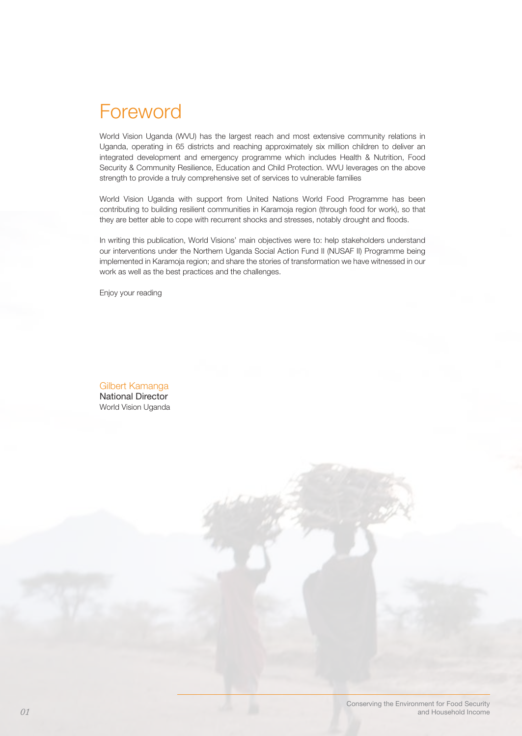# Foreword

World Vision Uganda (WVU) has the largest reach and most extensive community relations in Uganda, operating in 65 districts and reaching approximately six million children to deliver an integrated development and emergency programme which includes Health & Nutrition, Food Security & Community Resilience, Education and Child Protection. WVU leverages on the above strength to provide a truly comprehensive set of services to vulnerable families

World Vision Uganda with support from United Nations World Food Programme has been contributing to building resilient communities in Karamoja region (through food for work), so that they are better able to cope with recurrent shocks and stresses, notably drought and floods.

In writing this publication, World Visions' main objectives were to: help stakeholders understand our interventions under the Northern Uganda Social Action Fund II (NUSAF II) Programme being implemented in Karamoja region; and share the stories of transformation we have witnessed in our work as well as the best practices and the challenges.

Enjoy your reading

Gilbert Kamanga
National Director
World Vision Uganda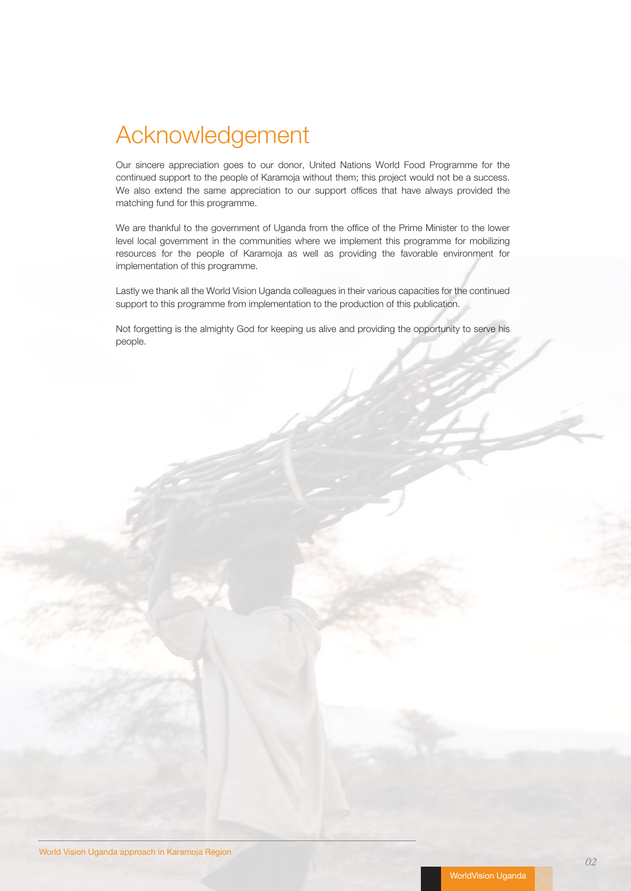# Acknowledgement

Our sincere appreciation goes to our donor, United Nations World Food Programme for the continued support to the people of Karamoja without them; this project would not be a success. We also extend the same appreciation to our support offices that have always provided the matching fund for this programme.

We are thankful to the government of Uganda from the office of the Prime Minister to the lower level local government in the communities where we implement this programme for mobilizing resources for the people of Karamoja as well as providing the favorable environment for implementation of this programme.

Lastly we thank all the World Vision Uganda colleagues in their various capacities for the continued support to this programme from implementation to the production of this publication.

Not forgetting is the almighty God for keeping us alive and providing the opportunity to serve his people.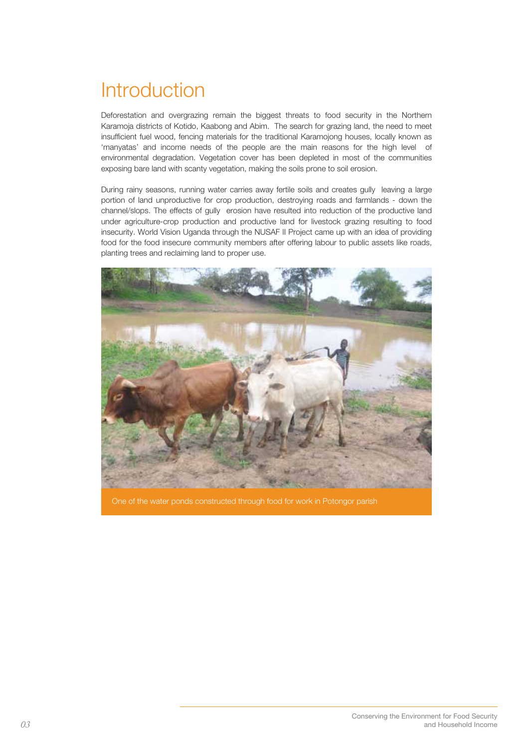# Introduction

Deforestation and overgrazing remain the biggest threats to food security in the Northern Karamoja districts of Kotido, Kaabong and Abim. The search for grazing land, the need to meet insufficient fuel wood, fencing materials for the traditional Karamojong houses, locally known as 'manyatas' and income needs of the people are the main reasons for the high level of environmental degradation. Vegetation cover has been depleted in most of the communities exposing bare land with scanty vegetation, making the soils prone to soil erosion.

During rainy seasons, running water carries away fertile soils and creates gully leaving a large portion of land unproductive for crop production, destroying roads and farmlands - down the channel/slopes. The effects of gully erosion have resulted into reduction of the productive land under agriculture-crop production and productive land for livestock grazing resulting to food insecurity. World Vision Uganda through the NUSAF II Project came up with an idea of providing food for the food insecure community members after offering labour to public assets like roads, planting trees and reclaiming land to proper use.

One of the water ponds constructed through food for work in Potongor parish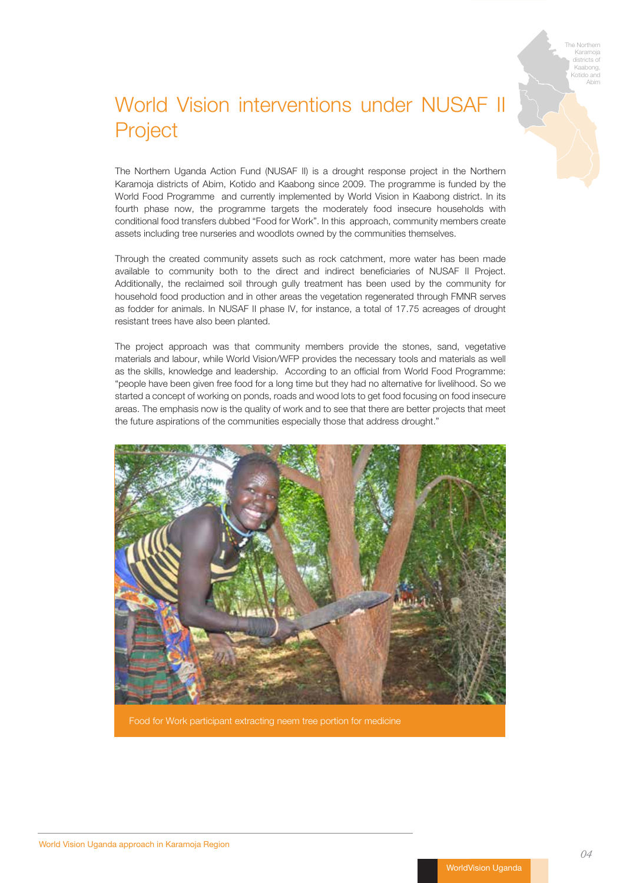The Northern Karamoja districts of Kaabong, Kotido and Abim

# World Vision interventions under NUSAF II Project

The Northern Uganda Action Fund (NUSAF II) is a drought response project in the Northern Karamoja districts of Abim, Kotido and Kaabong since 2009. The programme is funded by the World Food Programme and currently implemented by World Vision in Kaabong district. In its fourth phase now, the programme targets the moderately food insecure households with conditional food transfers dubbed "Food for Work". In this approach, community members create assets including tree nurseries and woodlots owned by the communities themselves.

Through the created community assets such as rock catchment, more water has been made available to community both to the direct and indirect beneficiaries of NUSAF II Project. Additionally, the reclaimed soil through gully treatment has been used by the community for household food production and in other areas the vegetation regenerated through FMNR serves as fodder for animals. In NUSAF II phase IV, for instance, a total of 17.75 acreages of drought resistant trees have also been planted.

The project approach was that community members provide the stones, sand, vegetative materials and labour, while World Vision/WFP provides the necessary tools and materials as well as the skills, knowledge and leadership. According to an official from World Food Programme: "people have been given free food for a long time but they had no alternative for livelihood. So we started a concept of working on ponds, roads and wood lots to get food focusing on food insecure areas. The emphasis now is the quality of work and to see that there are better projects that meet the future aspirations of the communities especially those that address drought."

Food for Work participant extracting neem tree portion for medicine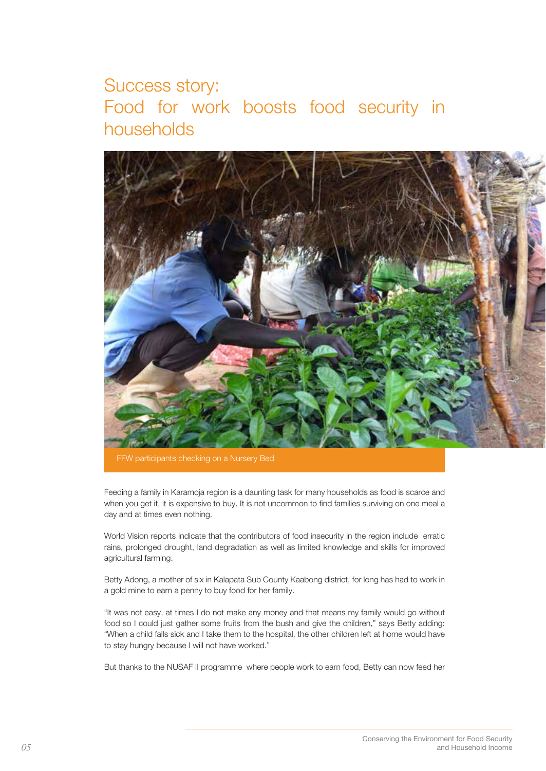# Success story: Food for work boosts food security in households

FFW participants checking on a Nursery Bed

Feeding a family in Karamoja region is a daunting task for many households as food is scarce and when you get it, it is expensive to buy. It is not uncommon to find families surviving on one meal a day and at times even nothing.

World Vision reports indicate that the contributors of food insecurity in the region include erratic rains, prolonged drought, land degradation as well as limited knowledge and skills for improved agricultural farming.

Betty Adong, a mother of six in Kalapata Sub County Kaabong district, for long has had to work in a gold mine to earn a penny to buy food for her family.

"It was not easy, at times I do not make any money and that means my family would go without food so I could just gather some fruits from the bush and give the children," says Betty adding: "When a child falls sick and I take them to the hospital, the other children left at home would have to stay hungry because I will not have worked."

But thanks to the NUSAF II programme where people work to earn food, Betty can now feed her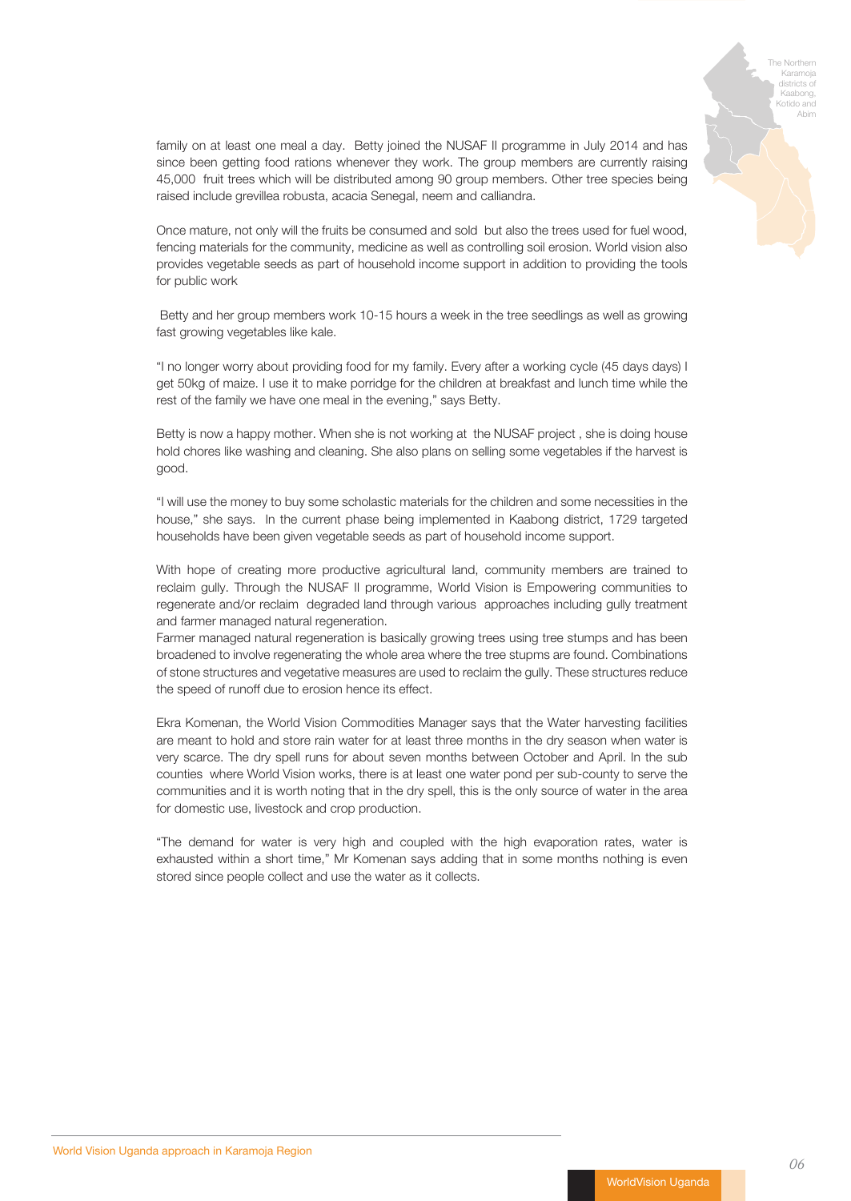The Northern Karamoja districts of Kaabong, Kotido and Abim

family on at least one meal a day. Betty joined the NUSAF II programme in July 2014 and has since been getting food rations whenever they work. The group members are currently raising 45,000 fruit trees which will be distributed among 90 group members. Other tree species being raised include grevillea robusta, acacia Senegal, neem and calliandra.

Once mature, not only will the fruits be consumed and sold but also the trees used for fuel wood, fencing materials for the community, medicine as well as controlling soil erosion. World vision also provides vegetable seeds as part of household income support in addition to providing the tools for public work

Betty and her group members work 10-15 hours a week in the tree seedlings as well as growing fast growing vegetables like kale.

"I no longer worry about providing food for my family. Every after a working cycle (45 days days) I get 50kg of maize. I use it to make porridge for the children at breakfast and lunch time while the rest of the family we have one meal in the evening," says Betty.

Betty is now a happy mother. When she is not working at the NUSAF project , she is doing house hold chores like washing and cleaning. She also plans on selling some vegetables if the harvest is good.

"I will use the money to buy some scholastic materials for the children and some necessities in the house," she says. In the current phase being implemented in Kaabong district, 1729 targeted households have been given vegetable seeds as part of household income support.

With hope of creating more productive agricultural land, community members are trained to reclaim gully. Through the NUSAF II programme, World Vision is Empowering communities to regenerate and/or reclaim degraded land through various approaches including gully treatment and farmer managed natural regeneration.
Farmer managed natural regeneration is basically growing trees using tree stumps and has been broadened to involve regenerating the whole area where the tree stupms are found. Combinations of stone structures and vegetative measures are used to reclaim the gully. These structures reduce the speed of runoff due to erosion hence its effect.

Ekra Komenan, the World Vision Commodities Manager says that the Water harvesting facilities are meant to hold and store rain water for at least three months in the dry season when water is very scarce. The dry spell runs for about seven months between October and April. In the sub counties where World Vision works, there is at least one water pond per sub-county to serve the communities and it is worth noting that in the dry spell, this is the only source of water in the area for domestic use, livestock and crop production.

"The demand for water is very high and coupled with the high evaporation rates, water is exhausted within a short time," Mr Komenan says adding that in some months nothing is even stored since people collect and use the water as it collects.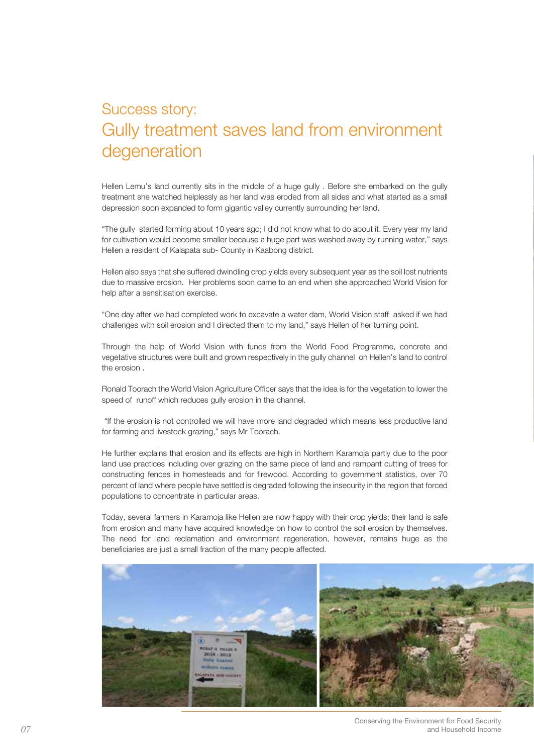# Success story:
## Gully treatment saves land from environment degeneration

Hellen Lemu's land currently sits in the middle of a huge gully . Before she embarked on the gully treatment she watched helplessly as her land was eroded from all sides and what started as a small depression soon expanded to form gigantic valley currently surrounding her land.

"The gully started forming about 10 years ago; I did not know what to do about it. Every year my land for cultivation would become smaller because a huge part was washed away by running water," says Hellen a resident of Kalapata sub- County in Kaabong district.

Hellen also says that she suffered dwindling crop yields every subsequent year as the soil lost nutrients due to massive erosion. Her problems soon came to an end when she approached World Vision for help after a sensitisation exercise.

"One day after we had completed work to excavate a water dam, World Vision staff asked if we had challenges with soil erosion and I directed them to my land," says Hellen of her turning point.

Through the help of World Vision with funds from the World Food Programme, concrete and vegetative structures were built and grown respectively in the gully channel on Hellen's land to control the erosion .

Ronald Toorach the World Vision Agriculture Officer says that the idea is for the vegetation to lower the speed of runoff which reduces gully erosion in the channel.

"If the erosion is not controlled we will have more land degraded which means less productive land for farming and livestock grazing," says Mr Toorach.

He further explains that erosion and its effects are high in Northern Karamoja partly due to the poor land use practices including over grazing on the same piece of land and rampant cutting of trees for constructing fences in homesteads and for firewood. According to government statistics, over 70 percent of land where people have settled is degraded following the insecurity in the region that forced populations to concentrate in particular areas.

Today, several farmers in Karamoja like Hellen are now happy with their crop yields; their land is safe from erosion and many have acquired knowledge on how to control the soil erosion by themselves. The need for land reclamation and environment regeneration, however, remains huge as the beneficiaries are just a small fraction of the many people affected.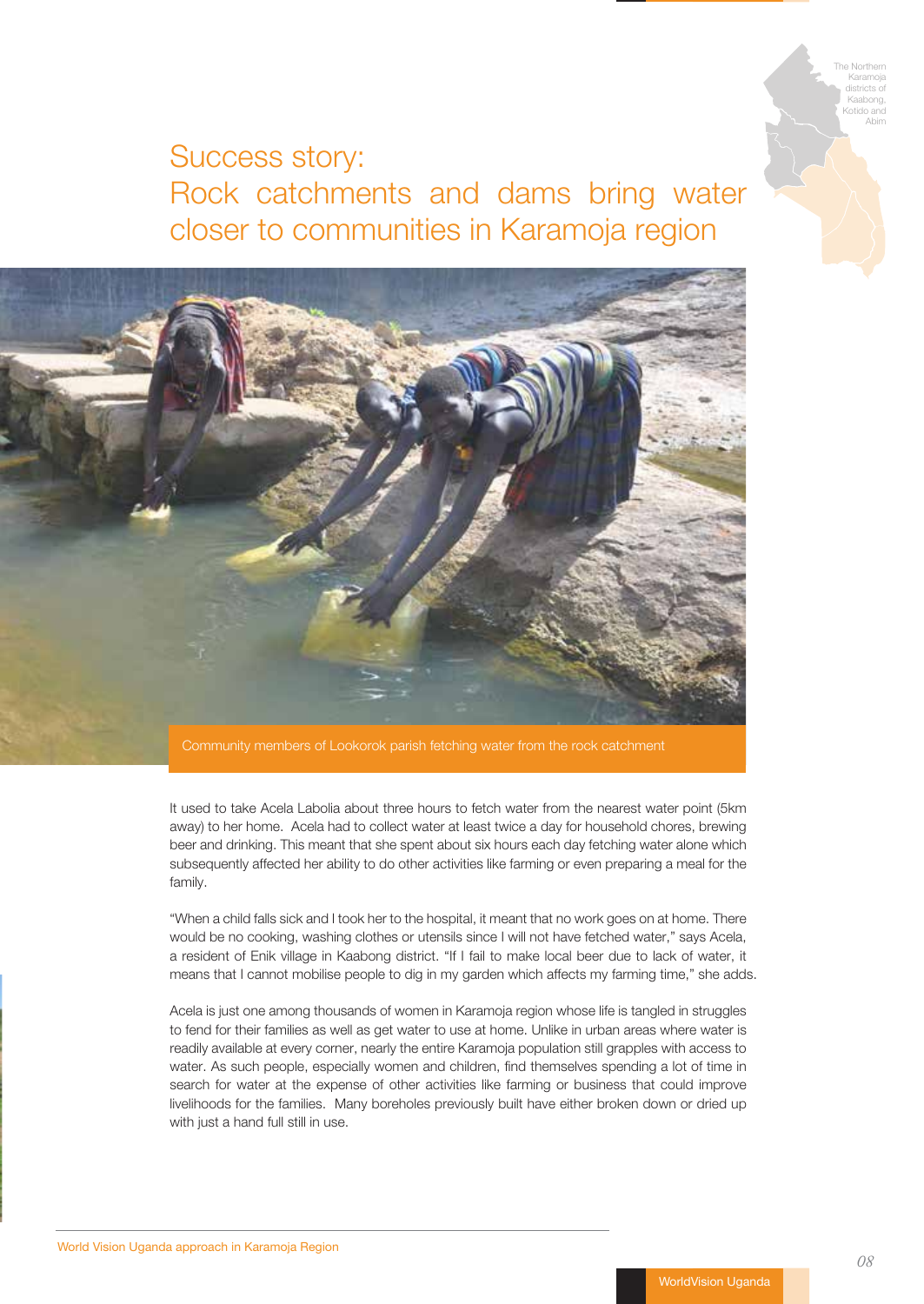The Northern Karamoja districts of Kaabong, Kotido and Abim

# Success story: Rock catchments and dams bring water closer to communities in Karamoja region

Community members of Lookorok parish fetching water from the rock catchment

It used to take Acela Labolia about three hours to fetch water from the nearest water point (5km away) to her home. Acela had to collect water at least twice a day for household chores, brewing beer and drinking. This meant that she spent about six hours each day fetching water alone which subsequently affected her ability to do other activities like farming or even preparing a meal for the family.

"When a child falls sick and I took her to the hospital, it meant that no work goes on at home. There would be no cooking, washing clothes or utensils since I will not have fetched water," says Acela, a resident of Enik village in Kaabong district. "If I fail to make local beer due to lack of water, it means that I cannot mobilise people to dig in my garden which affects my farming time," she adds.

Acela is just one among thousands of women in Karamoja region whose life is tangled in struggles to fend for their families as well as get water to use at home. Unlike in urban areas where water is readily available at every corner, nearly the entire Karamoja population still grapples with access to water. As such people, especially women and children, find themselves spending a lot of time in search for water at the expense of other activities like farming or business that could improve livelihoods for the families. Many boreholes previously built have either broken down or dried up with just a hand full still in use.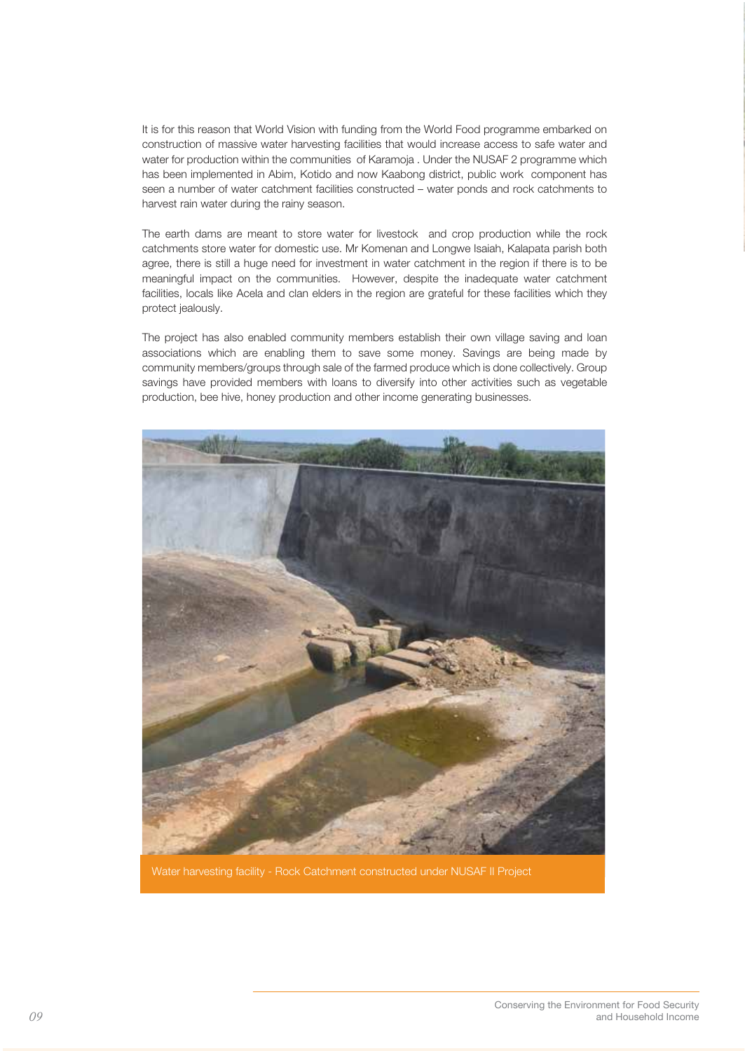It is for this reason that World Vision with funding from the World Food programme embarked on construction of massive water harvesting facilities that would increase access to safe water and water for production within the communities of Karamoja . Under the NUSAF 2 programme which has been implemented in Abim, Kotido and now Kaabong district, public work component has seen a number of water catchment facilities constructed – water ponds and rock catchments to harvest rain water during the rainy season.

The earth dams are meant to store water for livestock and crop production while the rock catchments store water for domestic use. Mr Komenan and Longwe Isaiah, Kalapata parish both agree, there is still a huge need for investment in water catchment in the region if there is to be meaningful impact on the communities. However, despite the inadequate water catchment facilities, locals like Acela and clan elders in the region are grateful for these facilities which they protect jealously.

The project has also enabled community members establish their own village saving and loan associations which are enabling them to save some money. Savings are being made by community members/groups through sale of the farmed produce which is done collectively. Group savings have provided members with loans to diversify into other activities such as vegetable production, bee hive, honey production and other income generating businesses.

Water harvesting facility - Rock Catchment constructed under NUSAF II Project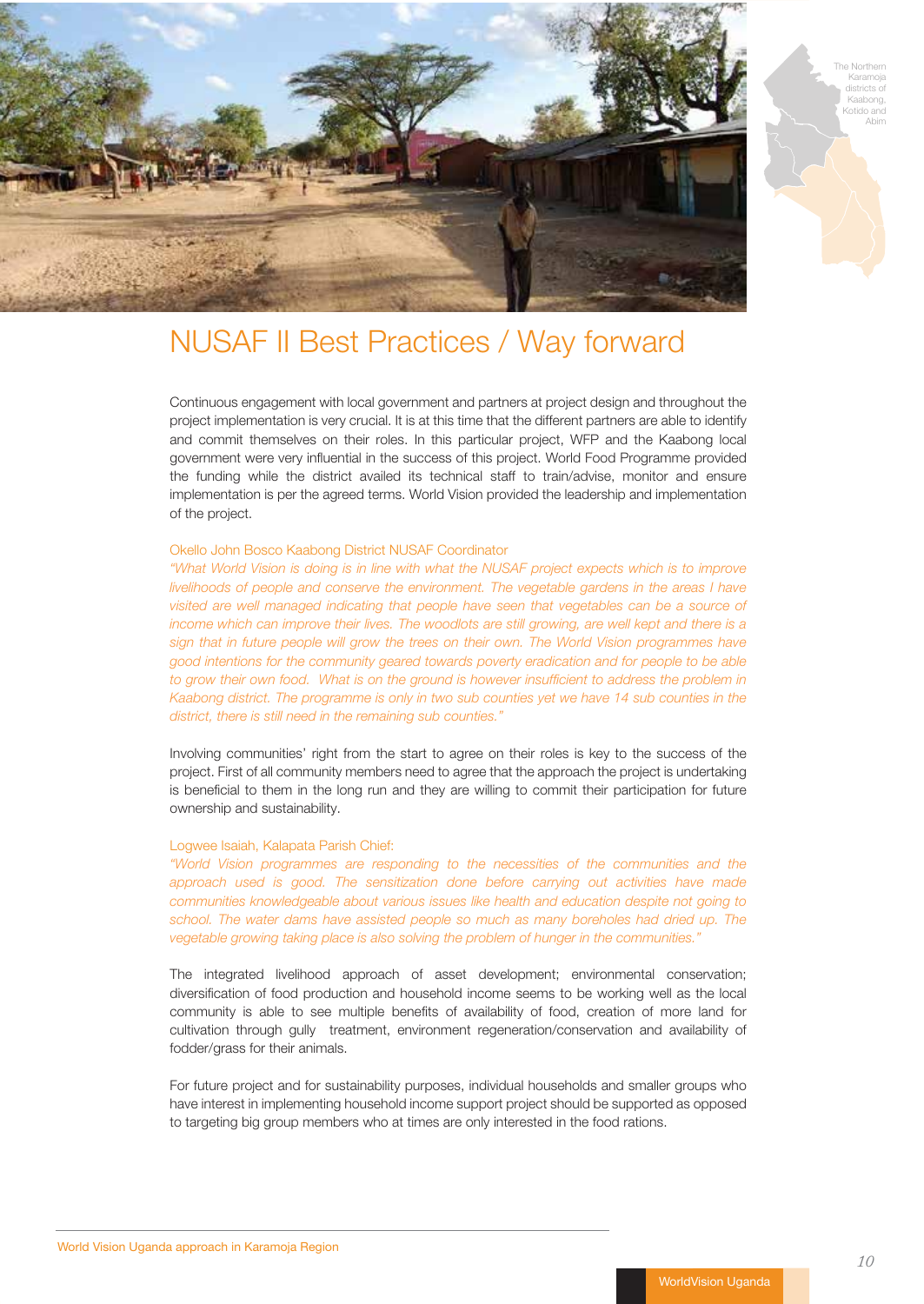The Northern Karamoja districts of Kaabong, Kotido and Abim

# NUSAF II Best Practices / Way forward

Continuous engagement with local government and partners at project design and throughout the project implementation is very crucial. It is at this time that the different partners are able to identify and commit themselves on their roles. In this particular project, WFP and the Kaabong local government were very influential in the success of this project. World Food Programme provided the funding while the district availed its technical staff to train/advise, monitor and ensure implementation is per the agreed terms. World Vision provided the leadership and implementation of the project.

Okello John Bosco Kaabong District NUSAF Coordinator

*"What World Vision is doing is in line with what the NUSAF project expects which is to improve livelihoods of people and conserve the environment. The vegetable gardens in the areas I have visited are well managed indicating that people have seen that vegetables can be a source of income which can improve their lives. The woodlots are still growing, are well kept and there is a sign that in future people will grow the trees on their own. The World Vision programmes have good intentions for the community geared towards poverty eradication and for people to be able to grow their own food. What is on the ground is however insufficient to address the problem in Kaabong district. The programme is only in two sub counties yet we have 14 sub counties in the district, there is still need in the remaining sub counties."*

Involving communities' right from the start to agree on their roles is key to the success of the project. First of all community members need to agree that the approach the project is undertaking is beneficial to them in the long run and they are willing to commit their participation for future ownership and sustainability.

Logwee Isaiah, Kalapata Parish Chief:

*"World Vision programmes are responding to the necessities of the communities and the approach used is good. The sensitization done before carrying out activities have made communities knowledgeable about various issues like health and education despite not going to school. The water dams have assisted people so much as many boreholes had dried up. The vegetable growing taking place is also solving the problem of hunger in the communities."*

The integrated livelihood approach of asset development; environmental conservation; diversification of food production and household income seems to be working well as the local community is able to see multiple benefits of availability of food, creation of more land for cultivation through gully treatment, environment regeneration/conservation and availability of fodder/grass for their animals.

For future project and for sustainability purposes, individual households and smaller groups who have interest in implementing household income support project should be supported as opposed to targeting big group members who at times are only interested in the food rations.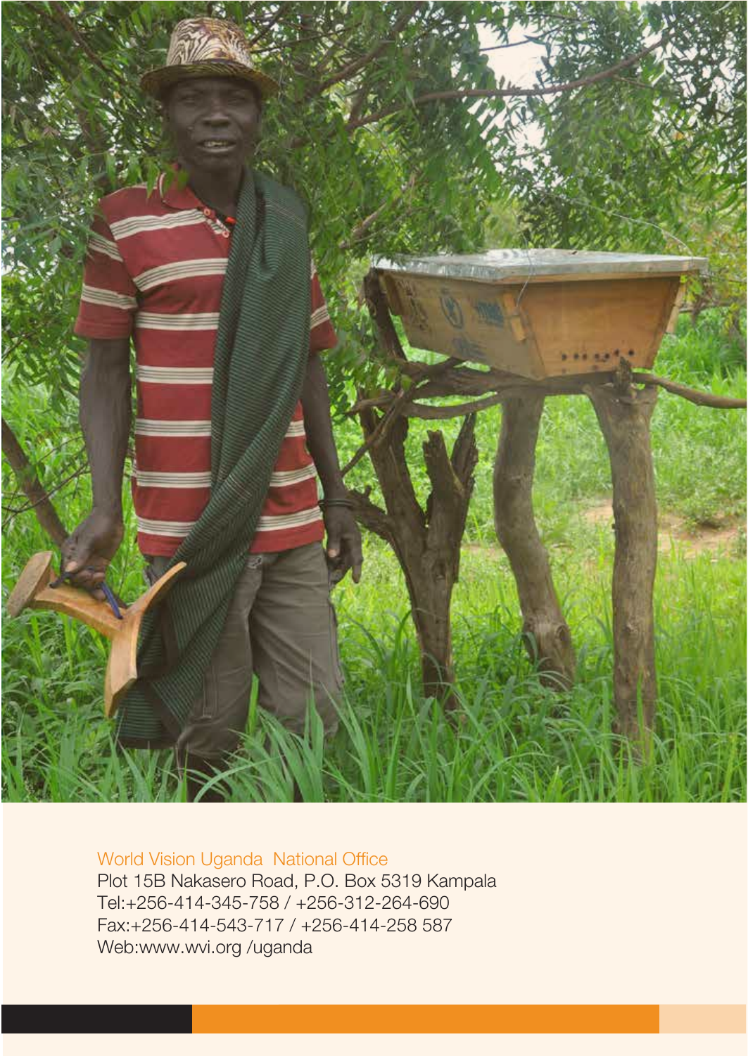World Vision Uganda National Office
Plot 15B Nakasero Road, P.O. Box 5319 Kampala
Tel:+256-414-345-758 / +256-312-264-690
Fax:+256-414-543-717 / +256-414-258 587
Web:www.wvi.org /uganda